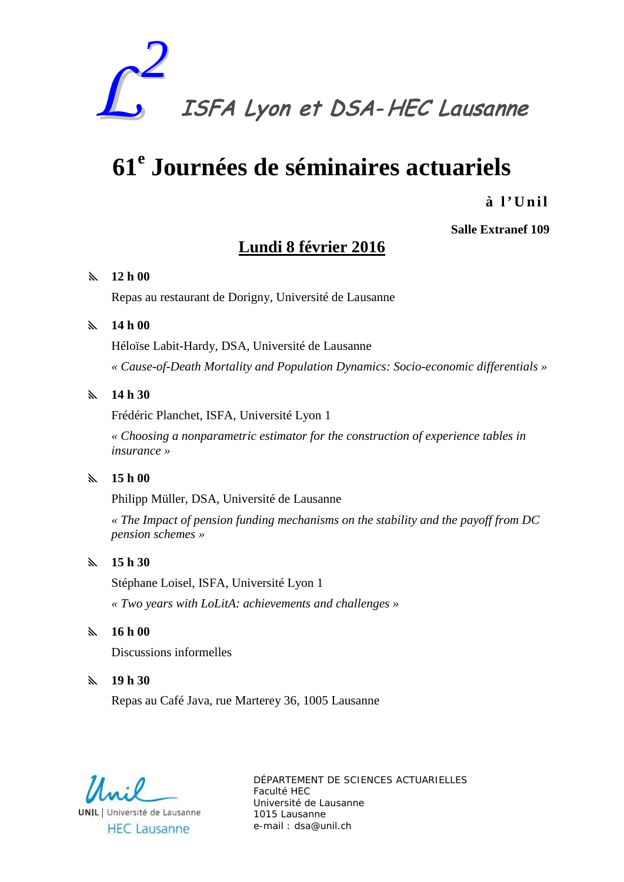$L^2$ *ISFA Lyon et DSA-HEC Lausanne*

# 61[e] Journées de séminaires actuariels

**à l'Unil**

**Salle Extranef 109**

## Lundi 8 février 2016

- **12 h 00**

  Repas au restaurant de Dorigny, Université de Lausanne

- **14 h 00**

  Héloïse Labit-Hardy, DSA, Université de Lausanne

  *« Cause-of-Death Mortality and Population Dynamics: Socio-economic differentials »*

- **14 h 30**

  Frédéric Planchet, ISFA, Université Lyon 1

  *« Choosing a nonparametric estimator for the construction of experience tables in insurance »*

- **15 h 00**

  Philipp Müller, DSA, Université de Lausanne

  *« The Impact of pension funding mechanisms on the stability and the payoff from DC pension schemes »*

- **15 h 30**

  Stéphane Loisel, ISFA, Université Lyon 1

  *« Two years with LoLitA: achievements and challenges »*

- **16 h 00**

  Discussions informelles

- **19 h 30**

  Repas au Café Java, rue Marterey 36, 1005 Lausanne

Unil | Université de Lausanne
HEC Lausanne

DÉPARTEMENT DE SCIENCES ACTUARIELLES
Faculté HEC
Université de Lausanne
1015 Lausanne
e-mail : dsa@unil.ch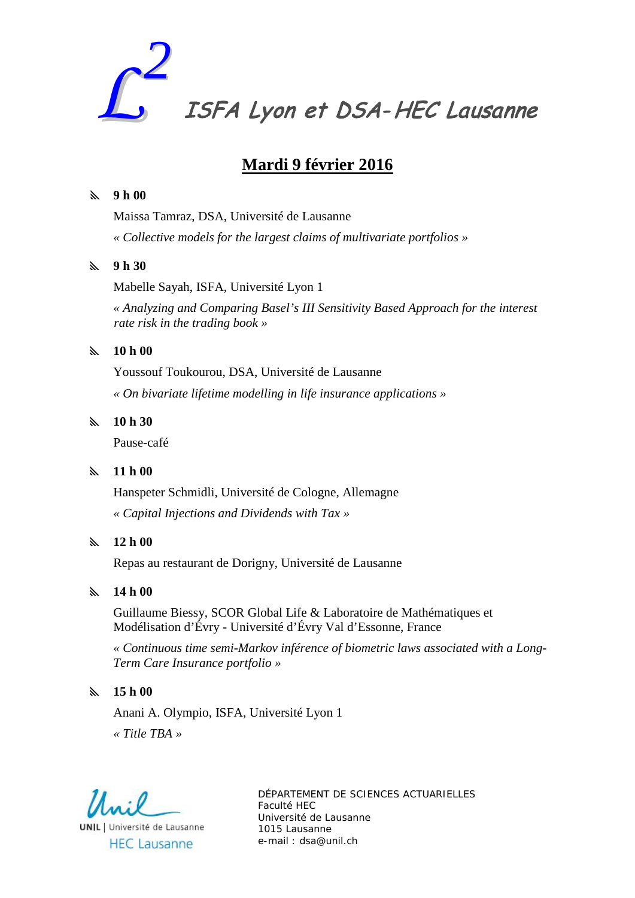# $L^2$ ISFA Lyon et DSA-HEC Lausanne

## Mardi 9 février 2016

- **9 h 00**

  Maissa Tamraz, DSA, Université de Lausanne

  *« Collective models for the largest claims of multivariate portfolios »*

- **9 h 30**

  Mabelle Sayah, ISFA, Université Lyon 1

  *« Analyzing and Comparing Basel's III Sensitivity Based Approach for the interest rate risk in the trading book »*

- **10 h 00**

  Youssouf Toukourou, DSA, Université de Lausanne

  *« On bivariate lifetime modelling in life insurance applications »*

- **10 h 30**

  Pause-café

- **11 h 00**

  Hanspeter Schmidli, Université de Cologne, Allemagne

  *« Capital Injections and Dividends with Tax »*

- **12 h 00**

  Repas au restaurant de Dorigny, Université de Lausanne

- **14 h 00**

  Guillaume Biessy, SCOR Global Life & Laboratoire de Mathématiques et Modélisation d'Évry - Université d'Évry Val d'Essonne, France

  *« Continuous time semi-Markov inférence of biometric laws associated with a Long-Term Care Insurance portfolio »*

- **15 h 00**

  Anani A. Olympio, ISFA, Université Lyon 1

  *« Title TBA »*

Unil
UNIL | Université de Lausanne
HEC Lausanne

DÉPARTEMENT DE SCIENCES ACTUARIELLES
Faculté HEC
Université de Lausanne
1015 Lausanne
e-mail : dsa@unil.ch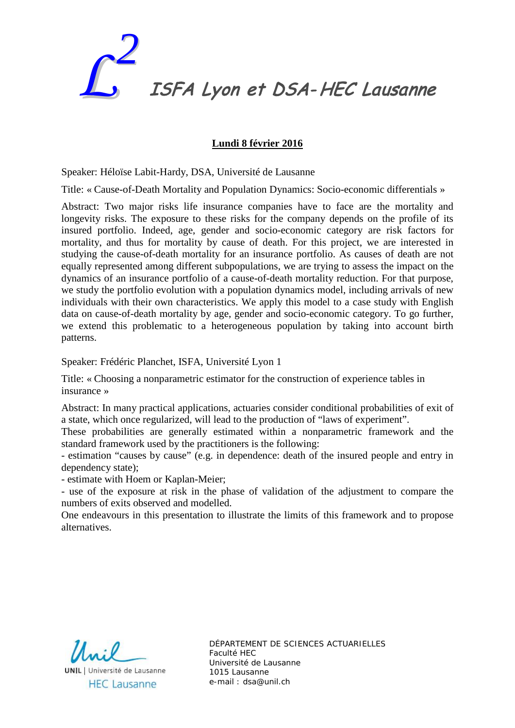# $L^2$ ISFA Lyon et DSA-HEC Lausanne

**Lundi 8 février 2016**

Speaker: Héloïse Labit-Hardy, DSA, Université de Lausanne

Title: « Cause-of-Death Mortality and Population Dynamics: Socio-economic differentials »

Abstract: Two major risks life insurance companies have to face are the mortality and longevity risks. The exposure to these risks for the company depends on the profile of its insured portfolio. Indeed, age, gender and socio-economic category are risk factors for mortality, and thus for mortality by cause of death. For this project, we are interested in studying the cause-of-death mortality for an insurance portfolio. As causes of death are not equally represented among different subpopulations, we are trying to assess the impact on the dynamics of an insurance portfolio of a cause-of-death mortality reduction. For that purpose, we study the portfolio evolution with a population dynamics model, including arrivals of new individuals with their own characteristics. We apply this model to a case study with English data on cause-of-death mortality by age, gender and socio-economic category. To go further, we extend this problematic to a heterogeneous population by taking into account birth patterns.

Speaker: Frédéric Planchet, ISFA, Université Lyon 1

Title: « Choosing a nonparametric estimator for the construction of experience tables in insurance »

Abstract: In many practical applications, actuaries consider conditional probabilities of exit of a state, which once regularized, will lead to the production of "laws of experiment".
These probabilities are generally estimated within a nonparametric framework and the standard framework used by the practitioners is the following:
- estimation "causes by cause" (e.g. in dependence: death of the insured people and entry in dependency state);
- estimate with Hoem or Kaplan-Meier;
- use of the exposure at risk in the phase of validation of the adjustment to compare the numbers of exits observed and modelled.
One endeavours in this presentation to illustrate the limits of this framework and to propose alternatives.

Unil | UNIL | Université de Lausanne
HEC Lausanne

DÉPARTEMENT DE SCIENCES ACTUARIELLES
Faculté HEC
Université de Lausanne
1015 Lausanne
e-mail : dsa@unil.ch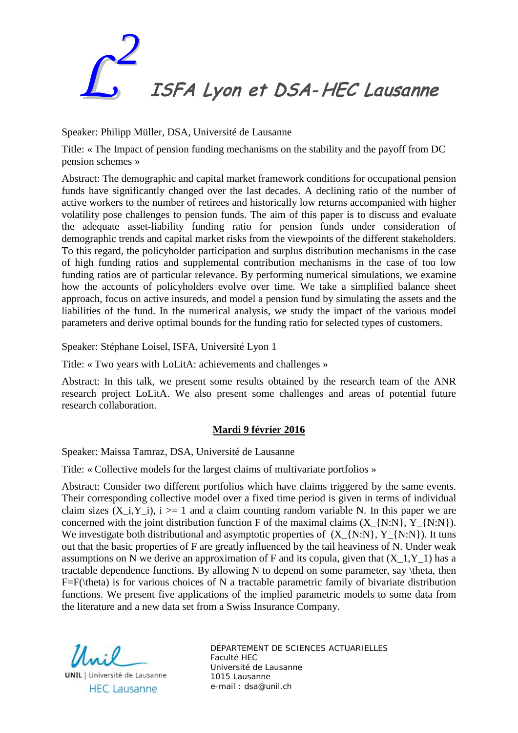# $L^2$ ISFA Lyon et DSA-HEC Lausanne

Speaker: Philipp Müller, DSA, Université de Lausanne

Title: « The Impact of pension funding mechanisms on the stability and the payoff from DC pension schemes »

Abstract: The demographic and capital market framework conditions for occupational pension funds have significantly changed over the last decades. A declining ratio of the number of active workers to the number of retirees and historically low returns accompanied with higher volatility pose challenges to pension funds. The aim of this paper is to discuss and evaluate the adequate asset-liability funding ratio for pension funds under consideration of demographic trends and capital market risks from the viewpoints of the different stakeholders. To this regard, the policyholder participation and surplus distribution mechanisms in the case of high funding ratios and supplemental contribution mechanisms in the case of too low funding ratios are of particular relevance. By performing numerical simulations, we examine how the accounts of policyholders evolve over time. We take a simplified balance sheet approach, focus on active insureds, and model a pension fund by simulating the assets and the liabilities of the fund. In the numerical analysis, we study the impact of the various model parameters and derive optimal bounds for the funding ratio for selected types of customers.

Speaker: Stéphane Loisel, ISFA, Université Lyon 1

Title: « Two years with LoLitA: achievements and challenges »

Abstract: In this talk, we present some results obtained by the research team of the ANR research project LoLitA. We also present some challenges and areas of potential future research collaboration.

**<u>Mardi 9 février 2016</u>**

Speaker: Maissa Tamraz, DSA, Université de Lausanne

Title: « Collective models for the largest claims of multivariate portfolios »

Abstract: Consider two different portfolios which have claims triggered by the same events. Their corresponding collective model over a fixed time period is given in terms of individual claim sizes $(X_i,Y_i)$, $i \geq 1$ and a claim counting random variable N. In this paper we are concerned with the joint distribution function F of the maximal claims $(X_{N:N}, Y_{N:N})$. We investigate both distributional and asymptotic properties of $(X_{N:N}, Y_{N:N})$. It tuns out that the basic properties of F are greatly influenced by the tail heaviness of N. Under weak assumptions on N we derive an approximation of F and its copula, given that $(X_1,Y_1)$ has a tractable dependence functions. By allowing N to depend on some parameter, say $\theta$, then $F=F(\theta)$ is for various choices of N a tractable parametric family of bivariate distribution functions. We present five applications of the implied parametric models to some data from the literature and a new data set from a Swiss Insurance Company.

UNIL | Université de Lausanne
HEC Lausanne

DÉPARTEMENT DE SCIENCES ACTUARIELLES
Faculté HEC
Université de Lausanne
1015 Lausanne
e-mail : dsa@unil.ch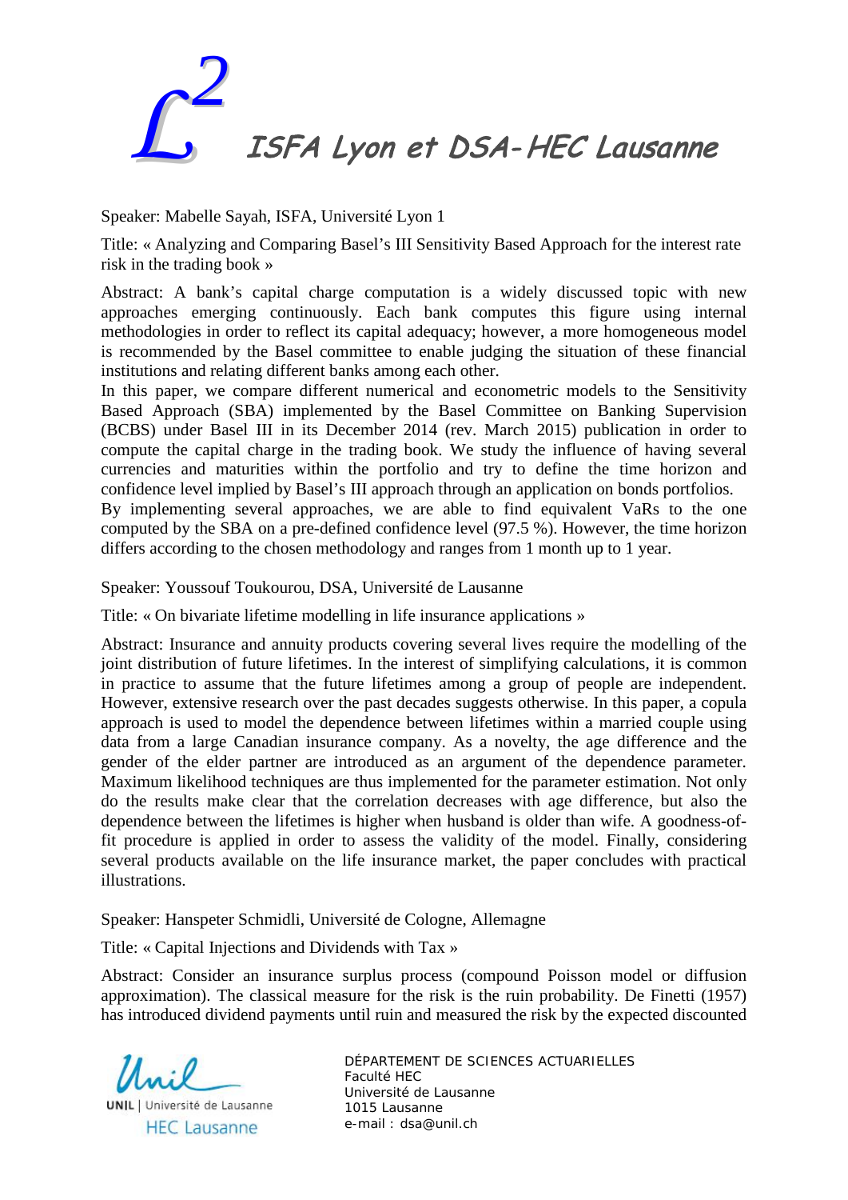Speaker: Mabelle Sayah, ISFA, Université Lyon 1

Title: « Analyzing and Comparing Basel's III Sensitivity Based Approach for the interest rate risk in the trading book »

Abstract: A bank's capital charge computation is a widely discussed topic with new approaches emerging continuously. Each bank computes this figure using internal methodologies in order to reflect its capital adequacy; however, a more homogeneous model is recommended by the Basel committee to enable judging the situation of these financial institutions and relating different banks among each other.
In this paper, we compare different numerical and econometric models to the Sensitivity Based Approach (SBA) implemented by the Basel Committee on Banking Supervision (BCBS) under Basel III in its December 2014 (rev. March 2015) publication in order to compute the capital charge in the trading book. We study the influence of having several currencies and maturities within the portfolio and try to define the time horizon and confidence level implied by Basel's III approach through an application on bonds portfolios.
By implementing several approaches, we are able to find equivalent VaRs to the one computed by the SBA on a pre-defined confidence level (97.5 %). However, the time horizon differs according to the chosen methodology and ranges from 1 month up to 1 year.

Speaker: Youssouf Toukourou, DSA, Université de Lausanne

Title: « On bivariate lifetime modelling in life insurance applications »

Abstract: Insurance and annuity products covering several lives require the modelling of the joint distribution of future lifetimes. In the interest of simplifying calculations, it is common in practice to assume that the future lifetimes among a group of people are independent. However, extensive research over the past decades suggests otherwise. In this paper, a copula approach is used to model the dependence between lifetimes within a married couple using data from a large Canadian insurance company. As a novelty, the age difference and the gender of the elder partner are introduced as an argument of the dependence parameter. Maximum likelihood techniques are thus implemented for the parameter estimation. Not only do the results make clear that the correlation decreases with age difference, but also the dependence between the lifetimes is higher when husband is older than wife. A goodness-of-fit procedure is applied in order to assess the validity of the model. Finally, considering several products available on the life insurance market, the paper concludes with practical illustrations.

Speaker: Hanspeter Schmidli, Université de Cologne, Allemagne

Title: « Capital Injections and Dividends with Tax »

Abstract: Consider an insurance surplus process (compound Poisson model or diffusion approximation). The classical measure for the risk is the ruin probability. De Finetti (1957) has introduced dividend payments until ruin and measured the risk by the expected discounted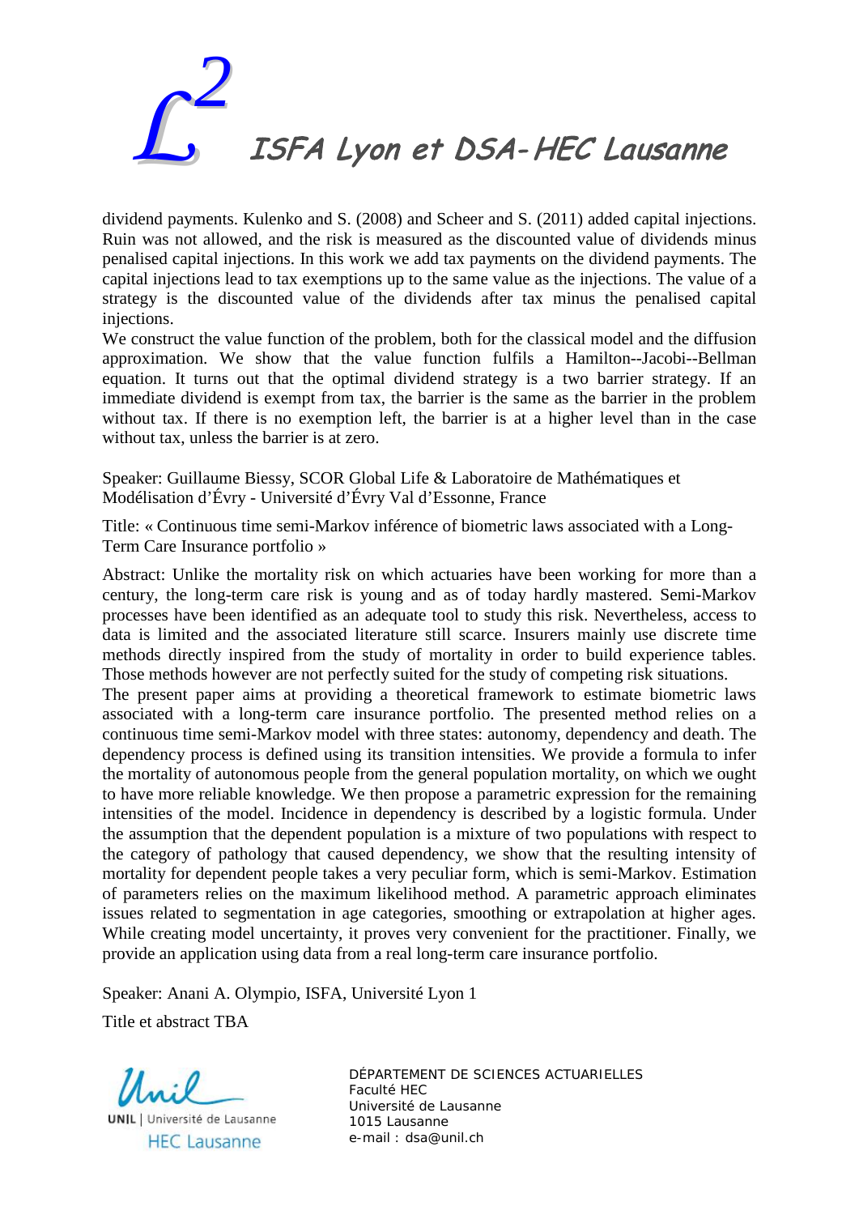dividend payments. Kulenko and S. (2008) and Scheer and S. (2011) added capital injections. Ruin was not allowed, and the risk is measured as the discounted value of dividends minus penalised capital injections. In this work we add tax payments on the dividend payments. The capital injections lead to tax exemptions up to the same value as the injections. The value of a strategy is the discounted value of the dividends after tax minus the penalised capital injections.
We construct the value function of the problem, both for the classical model and the diffusion approximation. We show that the value function fulfils a Hamilton--Jacobi--Bellman equation. It turns out that the optimal dividend strategy is a two barrier strategy. If an immediate dividend is exempt from tax, the barrier is the same as the barrier in the problem without tax. If there is no exemption left, the barrier is at a higher level than in the case without tax, unless the barrier is at zero.

Speaker: Guillaume Biessy, SCOR Global Life & Laboratoire de Mathématiques et Modélisation d'Évry - Université d'Évry Val d'Essonne, France

Title: « Continuous time semi-Markov inférence of biometric laws associated with a Long-Term Care Insurance portfolio »

Abstract: Unlike the mortality risk on which actuaries have been working for more than a century, the long-term care risk is young and as of today hardly mastered. Semi-Markov processes have been identified as an adequate tool to study this risk. Nevertheless, access to data is limited and the associated literature still scarce. Insurers mainly use discrete time methods directly inspired from the study of mortality in order to build experience tables. Those methods however are not perfectly suited for the study of competing risk situations.
The present paper aims at providing a theoretical framework to estimate biometric laws associated with a long-term care insurance portfolio. The presented method relies on a continuous time semi-Markov model with three states: autonomy, dependency and death. The dependency process is defined using its transition intensities. We provide a formula to infer the mortality of autonomous people from the general population mortality, on which we ought to have more reliable knowledge. We then propose a parametric expression for the remaining intensities of the model. Incidence in dependency is described by a logistic formula. Under the assumption that the dependent population is a mixture of two populations with respect to the category of pathology that caused dependency, we show that the resulting intensity of mortality for dependent people takes a very peculiar form, which is semi-Markov. Estimation of parameters relies on the maximum likelihood method. A parametric approach eliminates issues related to segmentation in age categories, smoothing or extrapolation at higher ages. While creating model uncertainty, it proves very convenient for the practitioner. Finally, we provide an application using data from a real long-term care insurance portfolio.

Speaker: Anani A. Olympio, ISFA, Université Lyon 1

Title et abstract TBA

DÉPARTEMENT DE SCIENCES ACTUARIELLES
Faculté HEC
Université de Lausanne
1015 Lausanne
e-mail : dsa@unil.ch